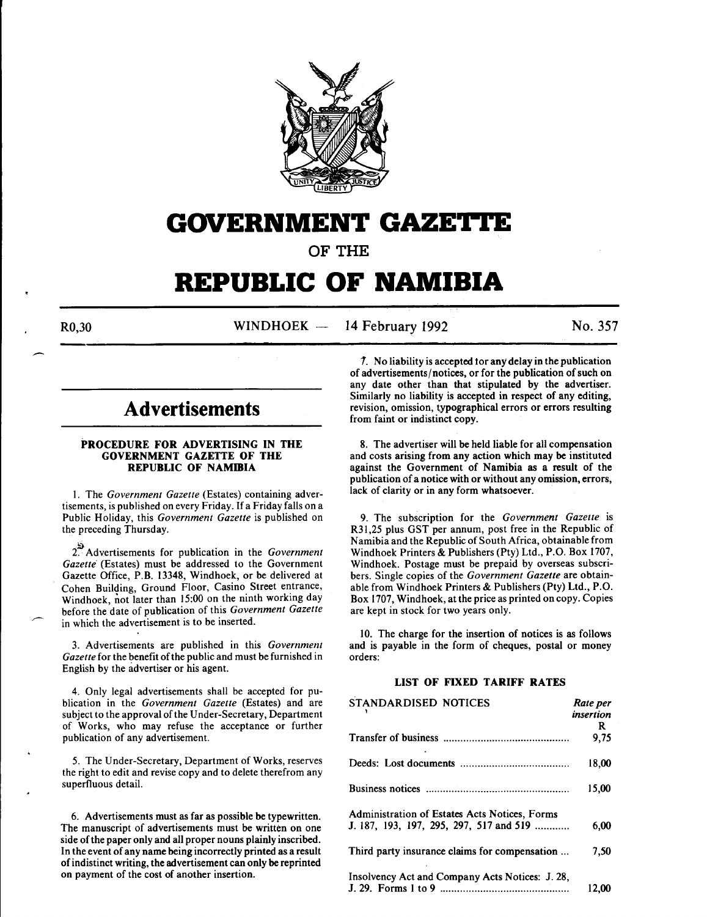# GOVERNMENT GAZETTE

OF THE

# REPUBLIC OF NAMIBIA

R0,30 WINDHOEK — 14 February 1992 No. 357

## Advertisements

### PROCEDURE FOR ADVERTISING IN THE GOVERNMENT GAZETTE OF THE REPUBLIC OF NAMIBIA

1. The *Government Gazette* (Estates) containing advertisements, is published on every Friday. If a Friday falls on a Public Holiday, this *Government Gazette* is published on the preceding Thursday.

2. Advertisements for publication in the *Government Gazette* (Estates) must be addressed to the Government Gazette Office, P.B. 13348, Windhoek, or be delivered at Cohen Building, Ground Floor, Casino Street entrance, Windhoek, not later than 15:00 on the ninth working day before the date of publication of this *Government Gazette* in which the advertisement is to be inserted.

3. Advertisements are published in this *Government Gazette* for the benefit of the public and must be furnished in English by the advertiser or his agent.

4. Only legal advertisements shall be accepted for publication in the *Government Gazette* (Estates) and are subject to the approval of the Under-Secretary, Department of Works, who may refuse the acceptance or further publication of any advertisement.

5. The Under-Secretary, Department of Works, reserves the right to edit and revise copy and to delete therefrom any superfluous detail.

6. Advertisements must as far as possible be typewritten. The manuscript of advertisements must be written on one side of the paper only and all proper nouns plainly inscribed. In the event of any name being incorrectly printed as a result of indistinct writing, the advertisement can only be reprinted on payment of the cost of another insertion.

7. No liability is accepted for any delay in the publication of advertisements/notices, or for the publication of such on any date other than that stipulated by the advertiser. Similarly no liability is accepted in respect of any editing, revision, omission, typographical errors or errors resulting from faint or indistinct copy.

8. The advertiser will be held liable for all compensation and costs arising from any action which may be instituted against the Government of Namibia as a result of the publication of a notice with or without any omission, errors, lack of clarity or in any form whatsoever.

9. The subscription for the *Government Gazette* is R31,25 plus GST per annum, post free in the Republic of Namibia and the Republic of South Africa, obtainable from Windhoek Printers & Publishers (Pty) Ltd., P.O. Box 1707, Windhoek. Postage must be prepaid by overseas subscribers. Single copies of the *Government Gazette* are obtainable from Windhoek Printers & Publishers (Pty) Ltd., P.O. Box 1707, Windhoek, at the price as printed on copy. Copies are kept in stock for two years only.

10. The charge for the insertion of notices is as follows and is payable in the form of cheques, postal or money orders:

### LIST OF FIXED TARIFF RATES

| STANDARDISED NOTICES | *Rate per insertion* R |
|---|---|
| Transfer of business | 9,75 |
| Deeds: Lost documents | 18,00 |
| Business notices | 15,00 |
| Administration of Estates Acts Notices, Forms J. 187, 193, 197, 295, 297, 517 and 519 | 6,00 |
| Third party insurance claims for compensation | 7,50 |
| Insolvency Act and Company Acts Notices: J. 28, J. 29. Forms 1 to 9 | 12,00 |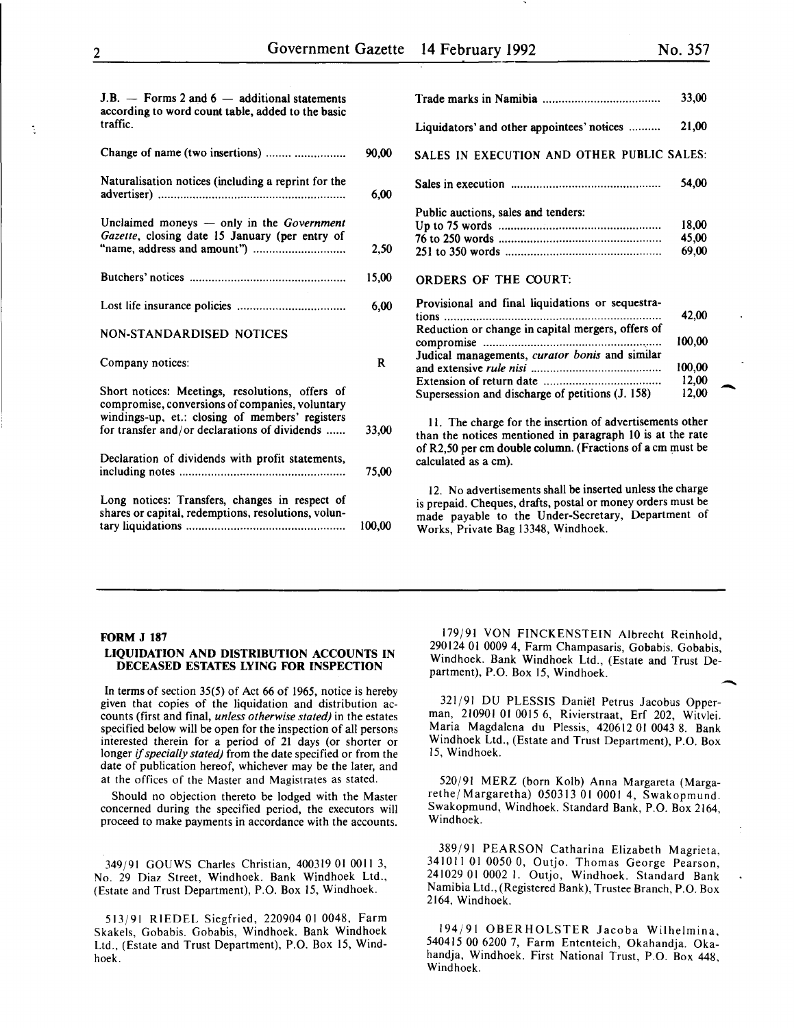J.B. — Forms 2 and 6 — additional statements according to word count table, added to the basic traffic.

| | |
|---|---|
| Change of name (two insertions) | 90,00 |
| Naturalisation notices (including a reprint for the advertiser) | 6,00 |
| Unclaimed moneys — only in the *Government Gazette*, closing date 15 January (per entry of "name, address and amount") | 2,50 |
| Butchers' notices | 15,00 |
| Lost life insurance policies | 6,00 |

NON-STANDARDISED NOTICES

| | |
|---|---|
| Company notices: | R |
| Short notices: Meetings, resolutions, offers of compromise, conversions of companies, voluntary windings-up, et.: closing of members' registers for transfer and/or declarations of dividends | 33,00 |
| Declaration of dividends with profit statements, including notes | 75,00 |
| Long notices: Transfers, changes in respect of shares or capital, redemptions, resolutions, voluntary liquidations | 100,00 |
| Trade marks in Namibia | 33,00 |
| Liquidators' and other appointees' notices | 21,00 |

SALES IN EXECUTION AND OTHER PUBLIC SALES:

| | |
|---|---|
| Sales in execution | 54,00 |
| Public auctions, sales and tenders: | |
| Up to 75 words | 18,00 |
| 76 to 250 words | 45,00 |
| 251 to 350 words | 69,00 |

ORDERS OF THE COURT:

| | |
|---|---|
| Provisional and final liquidations or sequestrations | 42,00 |
| Reduction or change in capital mergers, offers of compromise | 100,00 |
| Judical managements, *curator bonis* and similar and extensive *rule nisi* | 100,00 |
| Extension of return date | 12,00 |
| Supersession and discharge of petitions (J. 158) | 12,00 |

11. The charge for the insertion of advertisements other than the notices mentioned in paragraph 10 is at the rate of R2,50 per cm double column. (Fractions of a cm must be calculated as a cm).

12. No advertisements shall be inserted unless the charge is prepaid. Cheques, drafts, postal or money orders must be made payable to the Under-Secretary, Department of Works, Private Bag 13348, Windhoek.

---

**FORM J 187**

**LIQUIDATION AND DISTRIBUTION ACCOUNTS IN DECEASED ESTATES LYING FOR INSPECTION**

In terms of section 35(5) of Act 66 of 1965, notice is hereby given that copies of the liquidation and distribution accounts (first and final, *unless otherwise stated)* in the estates specified below will be open for the inspection of all persons interested therein for a period of 21 days (or shorter or longer *if specially stated)* from the date specified or from the date of publication hereof, whichever may be the later, and at the offices of the Master and Magistrates as stated.

Should no objection thereto be lodged with the Master concerned during the specified period, the executors will proceed to make payments in accordance with the accounts.

349/91 GOUWS Charles Christian, 400319 01 0011 3, No. 29 Diaz Street, Windhoek. Bank Windhoek Ltd., (Estate and Trust Department), P.O. Box 15, Windhoek.

513/91 RIEDEL Siegfried, 220904 01 0048, Farm Skakels, Gobabis. Gobabis, Windhoek. Bank Windhoek Ltd., (Estate and Trust Department), P.O. Box 15, Windhoek.

179/91 VON FINCKENSTEIN Albrecht Reinhold, 290124 01 0009 4, Farm Champasaris, Gobabis. Gobabis, Windhoek. Bank Windhoek Ltd., (Estate and Trust Department), P.O. Box 15, Windhoek.

321/91 DU PLESSIS Daniël Petrus Jacobus Opperman, 210901 01 0015 6, Rivierstraat, Erf 202, Witvlei. Maria Magdalena du Plessis, 420612 01 0043 8. Bank Windhoek Ltd., (Estate and Trust Department), P.O. Box 15, Windhoek.

520/91 MERZ (born Kolb) Anna Margareta (Margarethe/Margaretha) 050313 01 0001 4, Swakopmund. Swakopmund, Windhoek. Standard Bank, P.O. Box 2164, Windhoek.

389/91 PEARSON Catharina Elizabeth Magrieta, 341011 01 0050 0, Outjo. Thomas George Pearson, 241029 01 0002 1. Outjo, Windhoek. Standard Bank Namibia Ltd., (Registered Bank), Trustee Branch, P.O. Box 2164, Windhoek.

194/91 OBERHOLSTER Jacoba Wilhelmina, 540415 00 6200 7, Farm Ententeich, Okahandja. Okahandja, Windhoek. First National Trust, P.O. Box 448, Windhoek.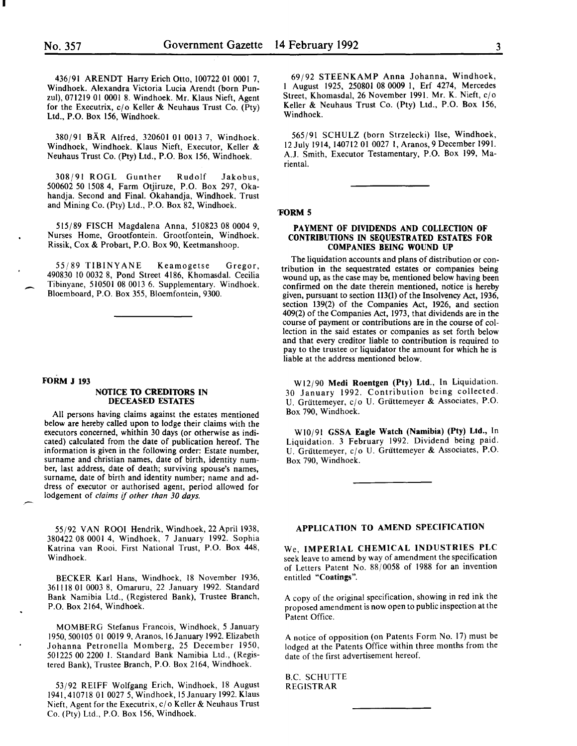436/91 ARENDT Harry Erich Otto, 100722 01 0001 7, Windhoek. Alexandra Victoria Lucia Arendt (born Punzul), 071219 01 0001 8. Windhoek. Mr. Klaus Nieft, Agent for the Executrix, c/o Keller & Neuhaus Trust Co. (Pty) Ltd., P.O. Box 156, Windhoek.

380/91 BÄR Alfred, 320601 01 0013 7, Windhoek. Windhoek, Windhoek. Klaus Nieft, Executor, Keller & Neuhaus Trust Co. (Pty) Ltd., P.O. Box 156, Windhoek.

308/91 ROGL Gunther Rudolf Jakobus, 500602 50 1508 4, Farm Otjiruze, P.O. Box 297, Okahandja. Second and Final. Okahandja, Windhoek. Trust and Mining Co. (Pty) Ltd., P.O. Box 82, Windhoek.

515/89 FISCH Magdalena Anna, 510823 08 0004 9, Nurses Home, Grootfontein. Grootfontein, Windhoek. Rissik, Cox & Probart, P.O. Box 90, Keetmanshoop.

55/89 TIBINYANE Keamogetse Gregor, 490830 10 0032 8, Pond Street 4186, Khomasdal. Cecilia Tibinyane, 510501 08 0013 6. Supplementary. Windhoek. Bloemboard, P.O. Box 355, Bloemfontein, 9300.

**FORM J 193**

## NOTICE TO CREDITORS IN DECEASED ESTATES

All persons having claims against the estates mentioned below are hereby called upon to lodge their claims with the executors concerned, whithin 30 days (or otherwise as indicated) calculated from the date of publication hereof. The information is given in the following order: Estate number, surname and christian names, date of birth, identity number, last address, date of death; surviving spouse's names, surname, date of birth and identity number; name and address of executor or authorised agent, period allowed for lodgement of *claims if other than 30 days.*

55/92 VAN ROOI Hendrik, Windhoek, 22 April 1938, 380422 08 0001 4, Windhoek, 7 January 1992. Sophia Katrina van Rooi. First National Trust, P.O. Box 448, Windhoek.

BECKER Karl Hans, Windhoek, 18 November 1936, 361118 01 0003 8, Omaruru, 22 January 1992. Standard Bank Namibia Ltd., (Registered Bank), Trustee Branch, P.O. Box 2164, Windhoek.

MOMBERG Stefanus Francois, Windhoek, 5 January 1950, 500105 01 0019 9, Aranos, 16 January 1992. Elizabeth Johanna Petronella Momberg, 25 December 1950, 501225 00 2200 1. Standard Bank Namibia Ltd., (Registered Bank), Trustee Branch, P.O. Box 2164, Windhoek.

53/92 REIFF Wolfgang Erich, Windhoek, 18 August 1941, 410718 01 0027 5, Windhoek, 15 January 1992. Klaus Nieft, Agent for the Executrix, c/o Keller & Neuhaus Trust Co. (Pty) Ltd., P.O. Box 156, Windhoek.

69/92 STEENKAMP Anna Johanna, Windhoek, 1 August 1925, 250801 08 0009 1, Erf 4274, Mercedes Street, Khomasdal, 26 November 1991. Mr. K. Nieft, c/o Keller & Neuhaus Trust Co. (Pty) Ltd., P.O. Box 156, Windhoek.

565/91 SCHULZ (born Strzelecki) Ilse, Windhoek, 12 July 1914, 140712 01 0027 1, Aranos, 9 December 1991. A.J. Smith, Executor Testamentary, P.O. Box 199, Mariental.

**FORM 5**

## PAYMENT OF DIVIDENDS AND COLLECTION OF CONTRIBUTIONS IN SEQUESTRATED ESTATES FOR COMPANIES BEING WOUND UP

The liquidation accounts and plans of distribution or contribution in the sequestrated estates or companies being wound up, as the case may be, mentioned below having been confirmed on the date therein mentioned, notice is hereby given, pursuant to section 113(1) of the Insolvency Act, 1936, section 139(2) of the Companies Act, 1926, and section 409(2) of the Companies Act, 1973, that dividends are in the course of payment or contributions are in the course of collection in the said estates or companies as set forth below and that every creditor liable to contribution is required to pay to the trustee or liquidator the amount for which he is liable at the address mentioned below.

W12/90 **Medi Roentgen (Pty) Ltd.**, In Liquidation. 30 January 1992. Contribution being collected. U. Grüttemeyer, c/o U. Grüttemeyer & Associates, P.O. Box 790, Windhoek.

W10/91 **GSSA Eagle Watch (Namibia) (Pty) Ltd.**, In Liquidation. 3 February 1992. Dividend being paid. U. Grüttemeyer, c/o U. Grüttemeyer & Associates, P.O. Box 790, Windhoek.

## APPLICATION TO AMEND SPECIFICATION

We, **IMPERIAL CHEMICAL INDUSTRIES PLC** seek leave to amend by way of amendment the specification of Letters Patent No. 88/0058 of 1988 for an invention entitled **"Coatings"**.

A copy of the original specification, showing in red ink the proposed amendment is now open to public inspection at the Patent Office.

A notice of opposition (on Patents Form No. 17) must be lodged at the Patents Office within three months from the date of the first advertisement hereof.

B.C. SCHUTTE
REGISTRAR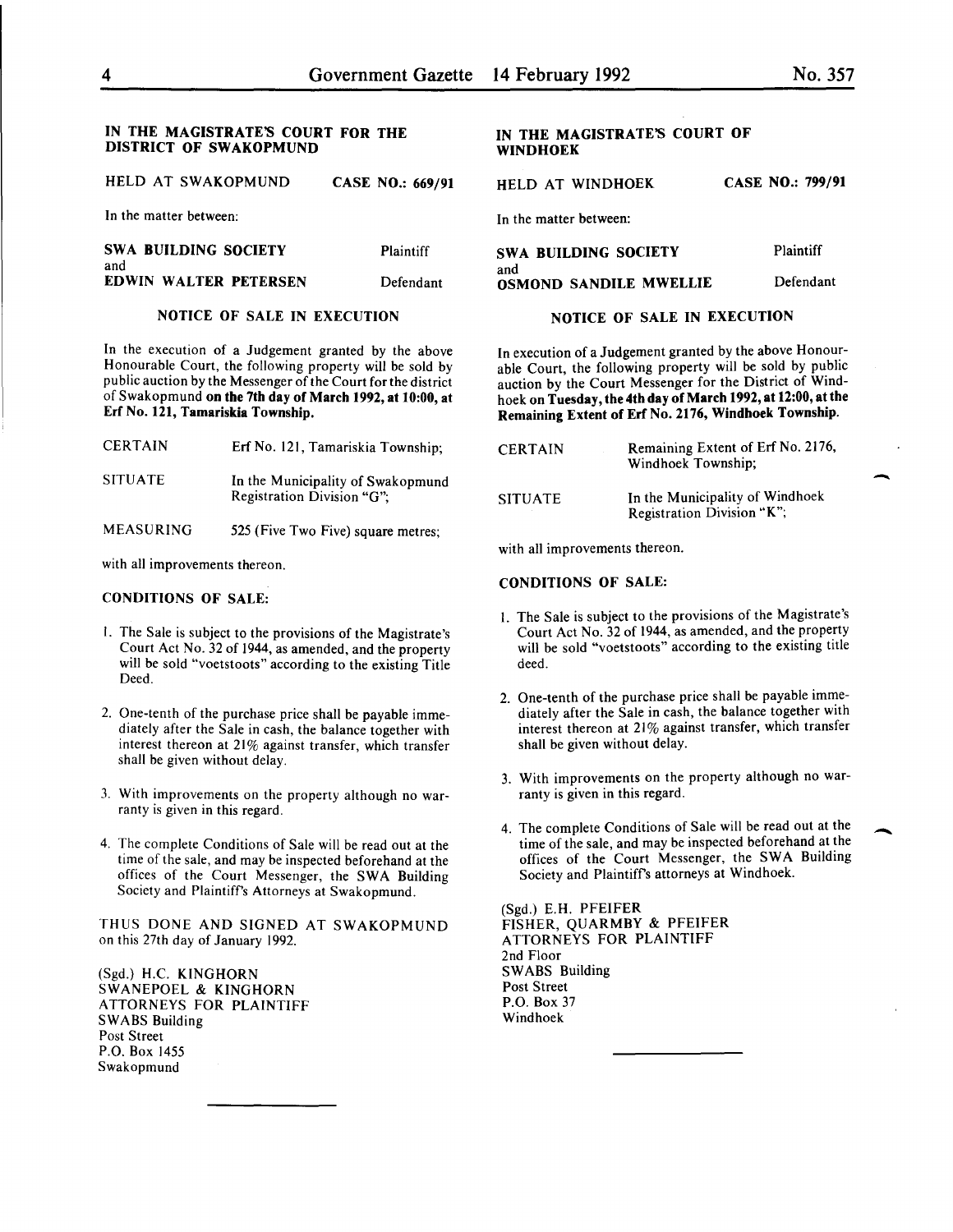**IN THE MAGISTRATE'S COURT FOR THE DISTRICT OF SWAKOPMUND**

HELD AT SWAKOPMUND **CASE NO.: 669/91**

In the matter between:

**SWA BUILDING SOCIETY** Plaintiff
and
**EDWIN WALTER PETERSEN** Defendant

**NOTICE OF SALE IN EXECUTION**

In the execution of a Judgement granted by the above Honourable Court, the following property will be sold by public auction by the Messenger of the Court for the district of Swakopmund **on the 7th day of March 1992, at 10:00, at Erf No. 121, Tamariskia Township.**

| | |
|---|---|
| CERTAIN | Erf No. 121, Tamariskia Township; |
| SITUATE | In the Municipality of Swakopmund Registration Division "G"; |
| MEASURING | 525 (Five Two Five) square metres; |

with all improvements thereon.

**CONDITIONS OF SALE:**

1. The Sale is subject to the provisions of the Magistrate's Court Act No. 32 of 1944, as amended, and the property will be sold "voetstoots" according to the existing Title Deed.

2. One-tenth of the purchase price shall be payable immediately after the Sale in cash, the balance together with interest thereon at 21% against transfer, which transfer shall be given without delay.

3. With improvements on the property although no warranty is given in this regard.

4. The complete Conditions of Sale will be read out at the time of the sale, and may be inspected beforehand at the offices of the Court Messenger, the SWA Building Society and Plaintiff's Attorneys at Swakopmund.

THUS DONE AND SIGNED AT SWAKOPMUND on this 27th day of January 1992.

(Sgd.) H.C. KINGHORN
SWANEPOEL & KINGHORN
ATTORNEYS FOR PLAINTIFF
SWABS Building
Post Street
P.O. Box 1455
Swakopmund

---

**IN THE MAGISTRATE'S COURT OF WINDHOEK**

HELD AT WINDHOEK **CASE NO.: 799/91**

In the matter between:

**SWA BUILDING SOCIETY** Plaintiff
and
**OSMOND SANDILE MWELLIE** Defendant

**NOTICE OF SALE IN EXECUTION**

In execution of a Judgement granted by the above Honourable Court, the following property will be sold by public auction by the Court Messenger for the District of Windhoek **on Tuesday, the 4th day of March 1992, at 12:00, at the Remaining Extent of Erf No. 2176, Windhoek Township.**

| | |
|---|---|
| CERTAIN | Remaining Extent of Erf No. 2176, Windhoek Township; |
| SITUATE | In the Municipality of Windhoek Registration Division "K"; |

with all improvements thereon.

**CONDITIONS OF SALE:**

1. The Sale is subject to the provisions of the Magistrate's Court Act No. 32 of 1944, as amended, and the property will be sold "voetstoots" according to the existing title deed.

2. One-tenth of the purchase price shall be payable immediately after the Sale in cash, the balance together with interest thereon at 21% against transfer, which transfer shall be given without delay.

3. With improvements on the property although no warranty is given in this regard.

4. The complete Conditions of Sale will be read out at the time of the sale, and may be inspected beforehand at the offices of the Court Messenger, the SWA Building Society and Plaintiff's attorneys at Windhoek.

(Sgd.) E.H. PFEIFER
FISHER, QUARMBY & PFEIFER
ATTORNEYS FOR PLAINTIFF
2nd Floor
SWABS Building
Post Street
P.O. Box 37
Windhoek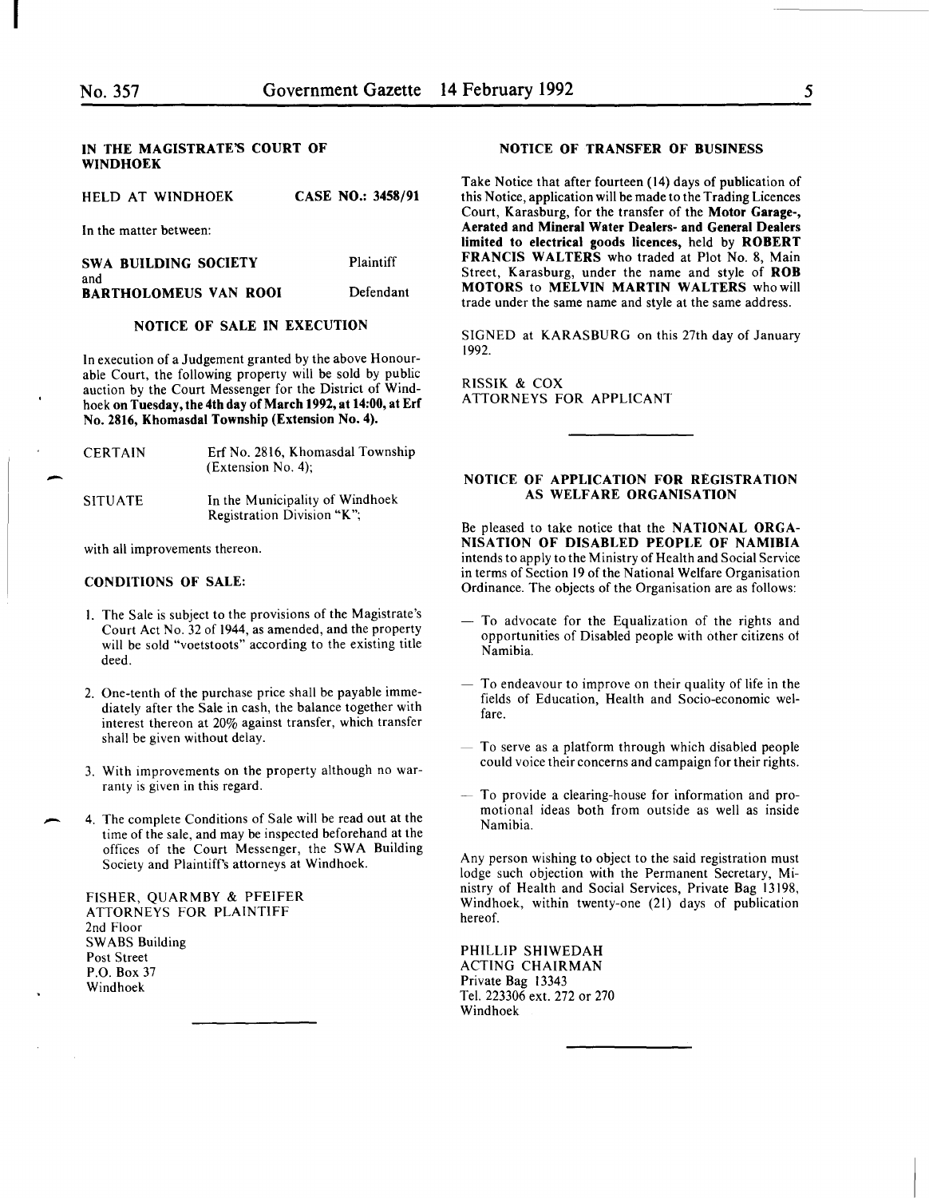## IN THE MAGISTRATE'S COURT OF WINDHOEK

HELD AT WINDHOEK **CASE NO.: 3458/91**

In the matter between:

| | |
|---|---|
| **SWA BUILDING SOCIETY** | Plaintiff |
| and | |
| **BARTHOLOMEUS VAN ROOI** | Defendant |

### NOTICE OF SALE IN EXECUTION

In execution of a Judgement granted by the above Honourable Court, the following property will be sold by public auction by the Court Messenger for the District of Windhoek **on Tuesday, the 4th day of March 1992, at 14:00, at Erf No. 2816, Khomasdal Township (Extension No. 4).**

| | |
|---|---|
| CERTAIN | Erf No. 2816, Khomasdal Township (Extension No. 4); |
| SITUATE | In the Municipality of Windhoek Registration Division "K"; |

with all improvements thereon.

**CONDITIONS OF SALE:**

1. The Sale is subject to the provisions of the Magistrate's Court Act No. 32 of 1944, as amended, and the property will be sold "voetstoots" according to the existing title deed.
2. One-tenth of the purchase price shall be payable immediately after the Sale in cash, the balance together with interest thereon at 20% against transfer, which transfer shall be given without delay.
3. With improvements on the property although no warranty is given in this regard.
4. The complete Conditions of Sale will be read out at the time of the sale, and may be inspected beforehand at the offices of the Court Messenger, the SWA Building Society and Plaintiff's attorneys at Windhoek.

FISHER, QUARMBY & PFEIFER
ATTORNEYS FOR PLAINTIFF
2nd Floor
SWABS Building
Post Street
P.O. Box 37
Windhoek

---

### NOTICE OF TRANSFER OF BUSINESS

Take Notice that after fourteen (14) days of publication of this Notice, application will be made to the Trading Licences Court, Karasburg, for the transfer of the **Motor Garage-, Aerated and Mineral Water Dealers- and General Dealers limited to electrical goods licences,** held by **ROBERT FRANCIS WALTERS** who traded at Plot No. 8, Main Street, Karasburg, under the name and style of **ROB MOTORS** to **MELVIN MARTIN WALTERS** who will trade under the same name and style at the same address.

SIGNED at KARASBURG on this 27th day of January 1992.

RISSIK & COX
ATTORNEYS FOR APPLICANT

---

### NOTICE OF APPLICATION FOR REGISTRATION AS WELFARE ORGANISATION

Be pleased to take notice that the **NATIONAL ORGANISATION OF DISABLED PEOPLE OF NAMIBIA** intends to apply to the Ministry of Health and Social Service in terms of Section 19 of the National Welfare Organisation Ordinance. The objects of the Organisation are as follows:

- To advocate for the Equalization of the rights and opportunities of Disabled people with other citizens of Namibia.
- To endeavour to improve on their quality of life in the fields of Education, Health and Socio-economic welfare.
- To serve as a platform through which disabled people could voice their concerns and campaign for their rights.
- To provide a clearing-house for information and promotional ideas both from outside as well as inside Namibia.

Any person wishing to object to the said registration must lodge such objection with the Permanent Secretary, Ministry of Health and Social Services, Private Bag 13198, Windhoek, within twenty-one (21) days of publication hereof.

PHILLIP SHIWEDAH
ACTING CHAIRMAN
Private Bag 13343
Tel. 223306 ext. 272 or 270
Windhoek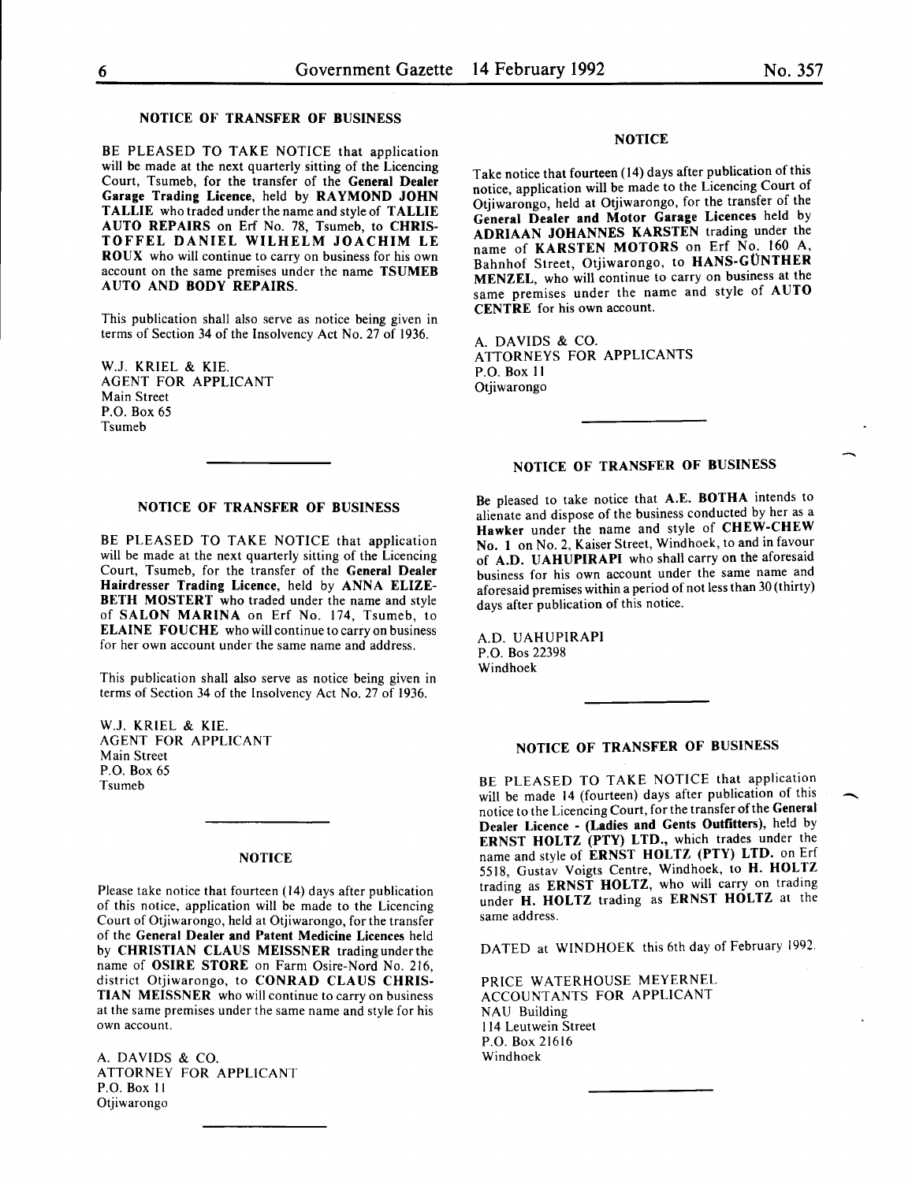## NOTICE OF TRANSFER OF BUSINESS

BE PLEASED TO TAKE NOTICE that application will be made at the next quarterly sitting of the Licencing Court, Tsumeb, for the transfer of the **General Dealer Garage Trading Licence**, held by **RAYMOND JOHN TALLIE** who traded under the name and style of **TALLIE AUTO REPAIRS** on Erf No. 78, Tsumeb, to **CHRISTOFFEL DANIEL WILHELM JOACHIM LE ROUX** who will continue to carry on business for his own account on the same premises under the name **TSUMEB AUTO AND BODY REPAIRS**.

This publication shall also serve as notice being given in terms of Section 34 of the Insolvency Act No. 27 of 1936.

W.J. KRIEL & KIE.
AGENT FOR APPLICANT
Main Street
P.O. Box 65
Tsumeb

## NOTICE OF TRANSFER OF BUSINESS

BE PLEASED TO TAKE NOTICE that application will be made at the next quarterly sitting of the Licencing Court, Tsumeb, for the transfer of the **General Dealer Hairdresser Trading Licence**, held by **ANNA ELIZEBETH MOSTERT** who traded under the name and style of **SALON MARINA** on Erf No. 174, Tsumeb, to **ELAINE FOUCHE** who will continue to carry on business for her own account under the same name and address.

This publication shall also serve as notice being given in terms of Section 34 of the Insolvency Act No. 27 of 1936.

W.J. KRIEL & KIE.
AGENT FOR APPLICANT
Main Street
P.O. Box 65
Tsumeb

## NOTICE

Please take notice that fourteen (14) days after publication of this notice, application will be made to the Licencing Court of Otjiwarongo, held at Otjiwarongo, for the transfer of the **General Dealer and Patent Medicine Licences** held by **CHRISTIAN CLAUS MEISSNER** trading under the name of **OSIRE STORE** on Farm Osire-Nord No. 216, district Otjiwarongo, to **CONRAD CLAUS CHRISTIAN MEISSNER** who will continue to carry on business at the same premises under the same name and style for his own account.

A. DAVIDS & CO.
ATTORNEY FOR APPLICANT
P.O. Box 11
Otjiwarongo

## NOTICE

Take notice that fourteen (14) days after publication of this notice, application will be made to the Licencing Court of Otjiwarongo, held at Otjiwarongo, for the transfer of the **General Dealer and Motor Garage Licences** held by **ADRIAAN JOHANNES KARSTEN** trading under the name of **KARSTEN MOTORS** on Erf No. 160 A, Bahnhof Street, Otjiwarongo, to **HANS-GÜNTHER MENZEL**, who will continue to carry on business at the same premises under the name and style of **AUTO CENTRE** for his own account.

A. DAVIDS & CO.
ATTORNEYS FOR APPLICANTS
P.O. Box 11
Otjiwarongo

## NOTICE OF TRANSFER OF BUSINESS

Be pleased to take notice that **A.E. BOTHA** intends to alienate and dispose of the business conducted by her as a **Hawker** under the name and style of **CHEW-CHEW No. 1** on No. 2, Kaiser Street, Windhoek, to and in favour of **A.D. UAHUPIRAPI** who shall carry on the aforesaid business for his own account under the same name and aforesaid premises within a period of not less than 30 (thirty) days after publication of this notice.

A.D. UAHUPIRAPI
P.O. Bos 22398
Windhoek

## NOTICE OF TRANSFER OF BUSINESS

BE PLEASED TO TAKE NOTICE that application will be made 14 (fourteen) days after publication of this notice to the Licencing Court, for the transfer of the **General Dealer Licence - (Ladies and Gents Outfitters)**, held by **ERNST HOLTZ (PTY) LTD.**, which trades under the name and style of **ERNST HOLTZ (PTY) LTD.** on Erf 5518, Gustav Voigts Centre, Windhoek, to **H. HOLTZ** trading as **ERNST HOLTZ**, who will carry on trading under **H. HOLTZ** trading as **ERNST HOLTZ** at the same address.

DATED at WINDHOEK this 6th day of February 1992.

PRICE WATERHOUSE MEYERNEL
ACCOUNTANTS FOR APPLICANT
NAU Building
114 Leutwein Street
P.O. Box 21616
Windhoek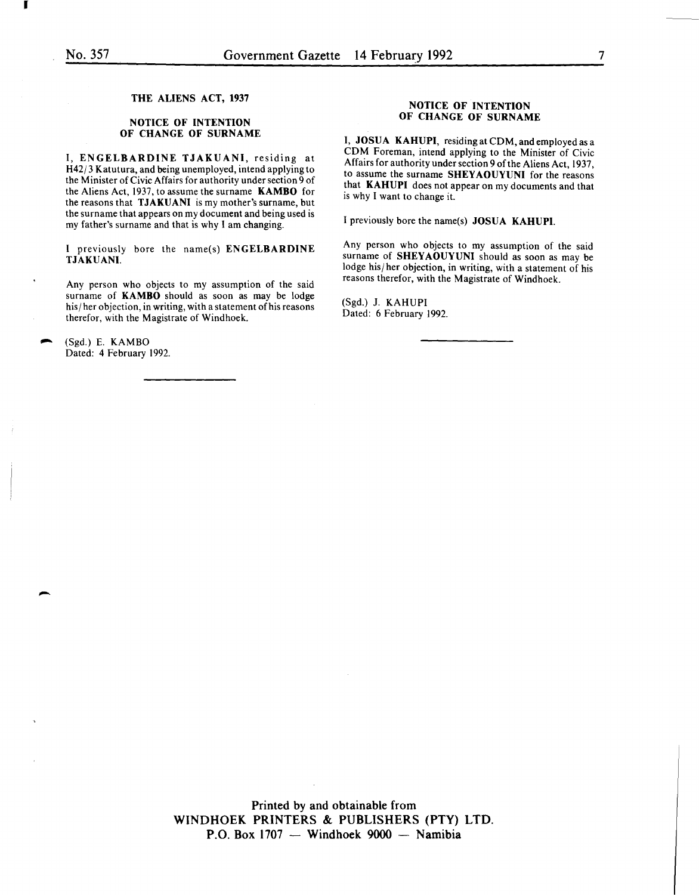## THE ALIENS ACT, 1937

### NOTICE OF INTENTION OF CHANGE OF SURNAME

I, **ENGELBARDINE TJAKUANI**, residing at H42/3 Katutura, and being unemployed, intend applying to the Minister of Civic Affairs for authority under section 9 of the Aliens Act, 1937, to assume the surname **KAMBO** for the reasons that **TJAKUANI** is my mother's surname, but the surname that appears on my document and being used is my father's surname and that is why I am changing.

I previously bore the name(s) **ENGELBARDINE TJAKUANI**.

Any person who objects to my assumption of the said surname of **KAMBO** should as soon as may be lodge his/her objection, in writing, with a statement of his reasons therefor, with the Magistrate of Windhoek.

(Sgd.) E. KAMBO
Dated: 4 February 1992.

---

### NOTICE OF INTENTION OF CHANGE OF SURNAME

I, **JOSUA KAHUPI**, residing at CDM, and employed as a CDM Foreman, intend applying to the Minister of Civic Affairs for authority under section 9 of the Aliens Act, 1937, to assume the surname **SHEYAOUYUNI** for the reasons that **KAHUPI** does not appear on my documents and that is why I want to change it.

I previously bore the name(s) **JOSUA KAHUPI**.

Any person who objects to my assumption of the said surname of **SHEYAOUYUNI** should as soon as may be lodge his/her objection, in writing, with a statement of his reasons therefor, with the Magistrate of Windhoek.

(Sgd.) J. KAHUPI
Dated: 6 February 1992.

---

Printed by and obtainable from
WINDHOEK PRINTERS & PUBLISHERS (PTY) LTD.
P.O. Box 1707 — Windhoek 9000 — Namibia